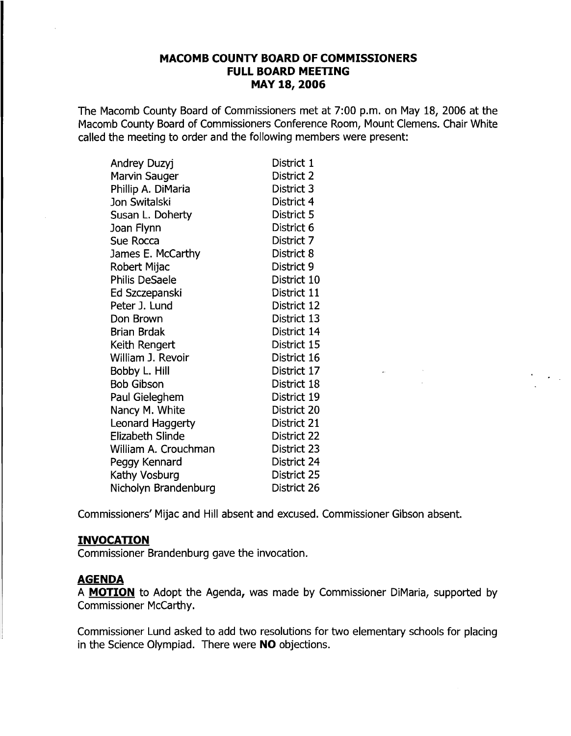# MACOMB COUNTY BOARD OF COMMISSIONERS
## FULL BOARD MEETING
## MAY 18, 2006

The Macomb County Board of Commissioners met at 7:00 p.m. on May 18, 2006 at the Macomb County Board of Commissioners Conference Room, Mount Clemens. Chair White called the meeting to order and the following members were present:

| | |
|---|---|
| Andrey Duzyj | District 1 |
| Marvin Sauger | District 2 |
| Phillip A. DiMaria | District 3 |
| Jon Switalski | District 4 |
| Susan L. Doherty | District 5 |
| Joan Flynn | District 6 |
| Sue Rocca | District 7 |
| James E. McCarthy | District 8 |
| Robert Mijac | District 9 |
| Philis DeSaele | District 10 |
| Ed Szczepanski | District 11 |
| Peter J. Lund | District 12 |
| Don Brown | District 13 |
| Brian Brdak | District 14 |
| Keith Rengert | District 15 |
| William J. Revoir | District 16 |
| Bobby L. Hill | District 17 |
| Bob Gibson | District 18 |
| Paul Gieleghem | District 19 |
| Nancy M. White | District 20 |
| Leonard Haggerty | District 21 |
| Elizabeth Slinde | District 22 |
| William A. Crouchman | District 23 |
| Peggy Kennard | District 24 |
| Kathy Vosburg | District 25 |
| Nicholyn Brandenburg | District 26 |

Commissioners' Mijac and Hill absent and excused. Commissioner Gibson absent.

**INVOCATION**

Commissioner Brandenburg gave the invocation.

**AGENDA**

A **MOTION** to Adopt the Agenda, was made by Commissioner DiMaria, supported by Commissioner McCarthy.

Commissioner Lund asked to add two resolutions for two elementary schools for placing in the Science Olympiad. There were **NO** objections.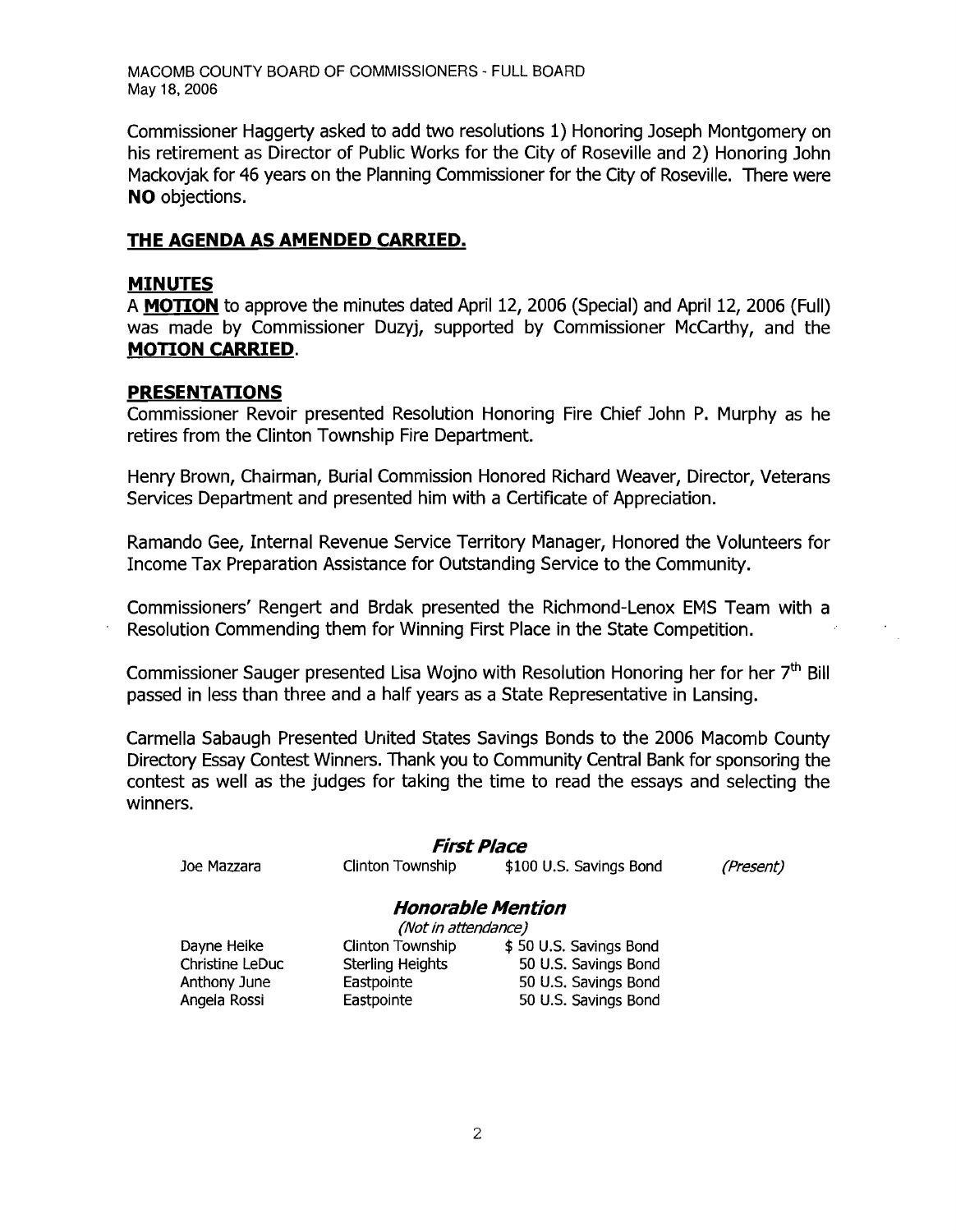Commissioner Haggerty asked to add two resolutions 1) Honoring Joseph Montgomery on his retirement as Director of Public Works for the City of Roseville and 2) Honoring John Mackovjak for 46 years on the Planning Commissioner for the City of Roseville. There were **NO** objections.

## THE AGENDA AS AMENDED CARRIED.

## MINUTES

A **MOTION** to approve the minutes dated April 12, 2006 (Special) and April 12, 2006 (Full) was made by Commissioner Duzyj, supported by Commissioner McCarthy, and the **MOTION CARRIED**.

## PRESENTATIONS

Commissioner Revoir presented Resolution Honoring Fire Chief John P. Murphy as he retires from the Clinton Township Fire Department.

Henry Brown, Chairman, Burial Commission Honored Richard Weaver, Director, Veterans Services Department and presented him with a Certificate of Appreciation.

Ramando Gee, Internal Revenue Service Territory Manager, Honored the Volunteers for Income Tax Preparation Assistance for Outstanding Service to the Community.

Commissioners' Rengert and Brdak presented the Richmond-Lenox EMS Team with a Resolution Commending them for Winning First Place in the State Competition.

Commissioner Sauger presented Lisa Wojno with Resolution Honoring her for her 7th Bill passed in less than three and a half years as a State Representative in Lansing.

Carmella Sabaugh Presented United States Savings Bonds to the 2006 Macomb County Directory Essay Contest Winners. Thank you to Community Central Bank for sponsoring the contest as well as the judges for taking the time to read the essays and selecting the winners.

### *First Place*

| | | | |
|---|---|---|---|
| Joe Mazzara | Clinton Township | $100 U.S. Savings Bond | *(Present)* |

### *Honorable Mention*

*(Not in attendance)*

| | | |
|---|---|---|
| Dayne Heike | Clinton Township | $ 50 U.S. Savings Bond |
| Christine LeDuc | Sterling Heights | 50 U.S. Savings Bond |
| Anthony June | Eastpointe | 50 U.S. Savings Bond |
| Angela Rossi | Eastpointe | 50 U.S. Savings Bond |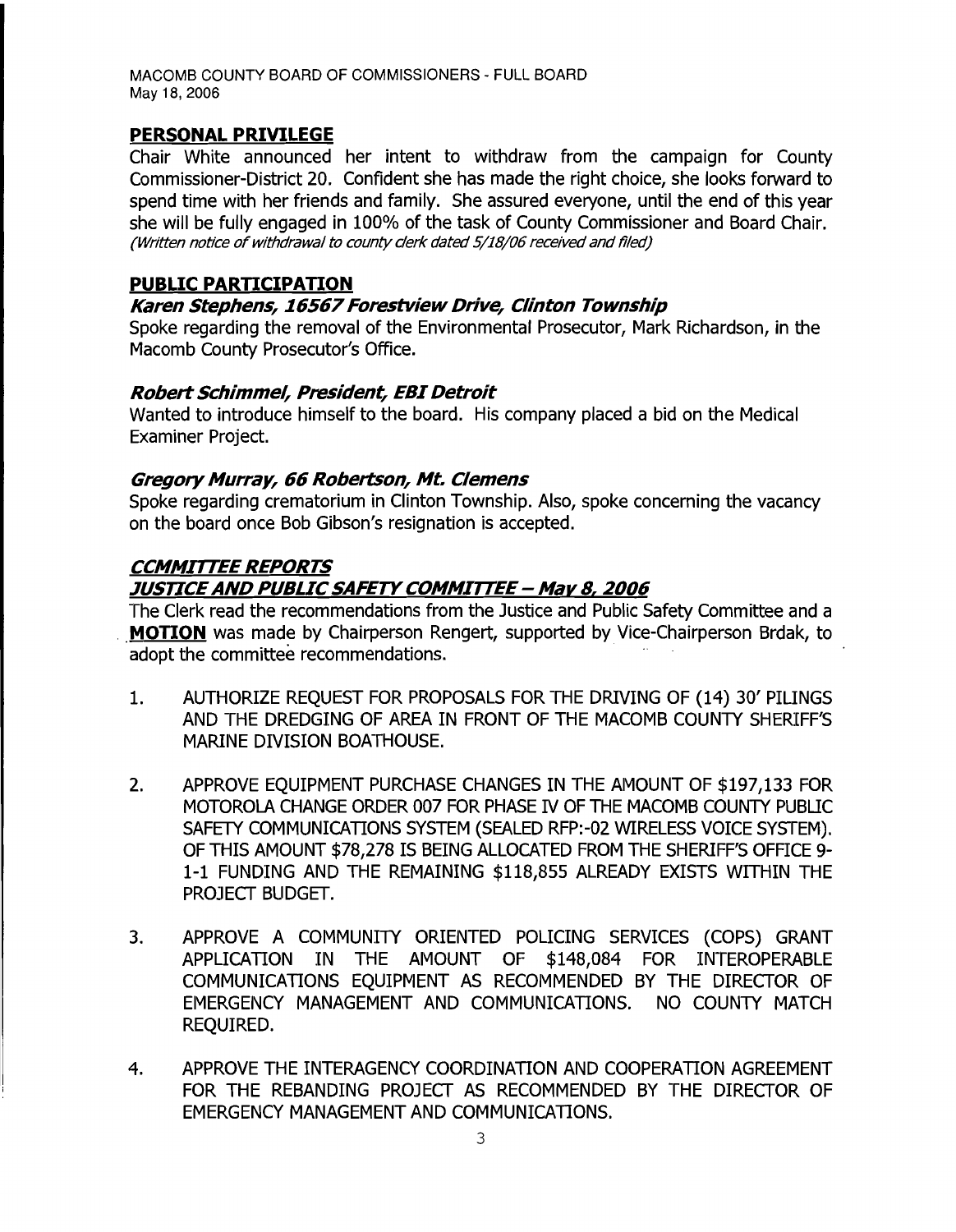MACOMB COUNTY BOARD OF COMMISSIONERS - FULL BOARD
May 18, 2006

## PERSONAL PRIVILEGE

Chair White announced her intent to withdraw from the campaign for County Commissioner-District 20. Confident she has made the right choice, she looks forward to spend time with her friends and family. She assured everyone, until the end of this year she will be fully engaged in 100% of the task of County Commissioner and Board Chair.
*(Written notice of withdrawal to county clerk dated 5/18/06 received and filed)*

## PUBLIC PARTICIPATION

### *Karen Stephens, 16567 Forestview Drive, Clinton Township*

Spoke regarding the removal of the Environmental Prosecutor, Mark Richardson, in the Macomb County Prosecutor's Office.

### *Robert Schimmel, President, EBI Detroit*

Wanted to introduce himself to the board. His company placed a bid on the Medical Examiner Project.

### *Gregory Murray, 66 Robertson, Mt. Clemens*

Spoke regarding crematorium in Clinton Township. Also, spoke concerning the vacancy on the board once Bob Gibson's resignation is accepted.

## *CCMMITTEE REPORTS*

### *JUSTICE AND PUBLIC SAFETY COMMITTEE – May 8, 2006*

The Clerk read the recommendations from the Justice and Public Safety Committee and a **MOTION** was made by Chairperson Rengert, supported by Vice-Chairperson Brdak, to adopt the committee recommendations.

1. AUTHORIZE REQUEST FOR PROPOSALS FOR THE DRIVING OF (14) 30' PILINGS AND THE DREDGING OF AREA IN FRONT OF THE MACOMB COUNTY SHERIFF'S MARINE DIVISION BOATHOUSE.

2. APPROVE EQUIPMENT PURCHASE CHANGES IN THE AMOUNT OF $197,133 FOR MOTOROLA CHANGE ORDER 007 FOR PHASE IV OF THE MACOMB COUNTY PUBLIC SAFETY COMMUNICATIONS SYSTEM (SEALED RFP:-02 WIRELESS VOICE SYSTEM). OF THIS AMOUNT $78,278 IS BEING ALLOCATED FROM THE SHERIFF'S OFFICE 9-1-1 FUNDING AND THE REMAINING $118,855 ALREADY EXISTS WITHIN THE PROJECT BUDGET.

3. APPROVE A COMMUNITY ORIENTED POLICING SERVICES (COPS) GRANT APPLICATION IN THE AMOUNT OF $148,084 FOR INTEROPERABLE COMMUNICATIONS EQUIPMENT AS RECOMMENDED BY THE DIRECTOR OF EMERGENCY MANAGEMENT AND COMMUNICATIONS. NO COUNTY MATCH REQUIRED.

4. APPROVE THE INTERAGENCY COORDINATION AND COOPERATION AGREEMENT FOR THE REBANDING PROJECT AS RECOMMENDED BY THE DIRECTOR OF EMERGENCY MANAGEMENT AND COMMUNICATIONS.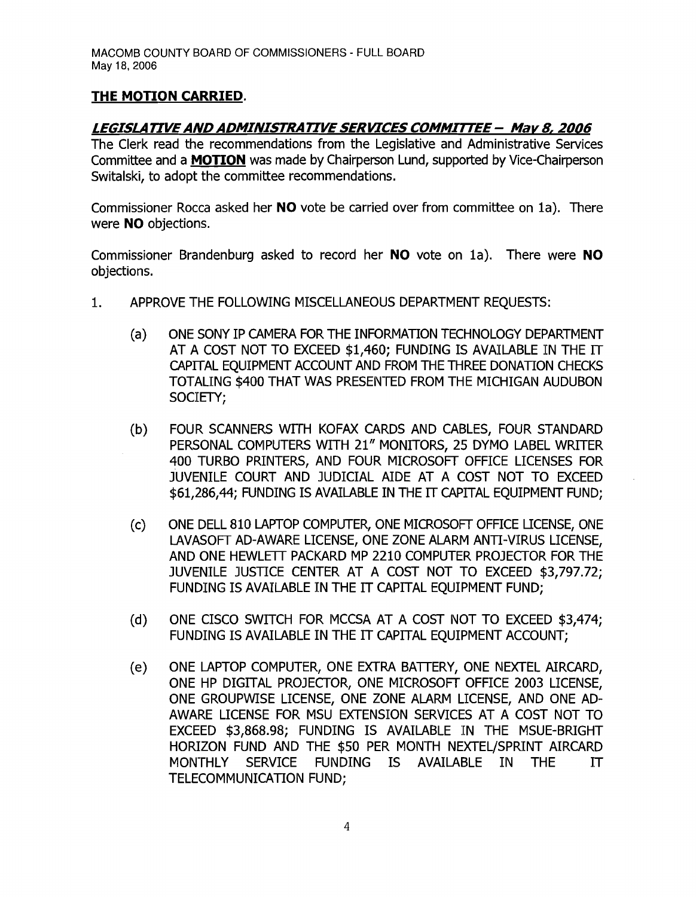**THE MOTION CARRIED**.

***LEGISLATIVE AND ADMINISTRATIVE SERVICES COMMITTEE – May 8, 2006***

The Clerk read the recommendations from the Legislative and Administrative Services Committee and a **MOTION** was made by Chairperson Lund, supported by Vice-Chairperson Switalski, to adopt the committee recommendations.

Commissioner Rocca asked her **NO** vote be carried over from committee on 1a). There were **NO** objections.

Commissioner Brandenburg asked to record her **NO** vote on 1a). There were **NO** objections.

1. APPROVE THE FOLLOWING MISCELLANEOUS DEPARTMENT REQUESTS:

   (a) ONE SONY IP CAMERA FOR THE INFORMATION TECHNOLOGY DEPARTMENT AT A COST NOT TO EXCEED $1,460; FUNDING IS AVAILABLE IN THE IT CAPITAL EQUIPMENT ACCOUNT AND FROM THE THREE DONATION CHECKS TOTALING $400 THAT WAS PRESENTED FROM THE MICHIGAN AUDUBON SOCIETY;

   (b) FOUR SCANNERS WITH KOFAX CARDS AND CABLES, FOUR STANDARD PERSONAL COMPUTERS WITH 21" MONITORS, 25 DYMO LABEL WRITER 400 TURBO PRINTERS, AND FOUR MICROSOFT OFFICE LICENSES FOR JUVENILE COURT AND JUDICIAL AIDE AT A COST NOT TO EXCEED $61,286,44; FUNDING IS AVAILABLE IN THE IT CAPITAL EQUIPMENT FUND;

   (c) ONE DELL 810 LAPTOP COMPUTER, ONE MICROSOFT OFFICE LICENSE, ONE LAVASOFT AD-AWARE LICENSE, ONE ZONE ALARM ANTI-VIRUS LICENSE, AND ONE HEWLETT PACKARD MP 2210 COMPUTER PROJECTOR FOR THE JUVENILE JUSTICE CENTER AT A COST NOT TO EXCEED $3,797.72; FUNDING IS AVAILABLE IN THE IT CAPITAL EQUIPMENT FUND;

   (d) ONE CISCO SWITCH FOR MCCSA AT A COST NOT TO EXCEED $3,474; FUNDING IS AVAILABLE IN THE IT CAPITAL EQUIPMENT ACCOUNT;

   (e) ONE LAPTOP COMPUTER, ONE EXTRA BATTERY, ONE NEXTEL AIRCARD, ONE HP DIGITAL PROJECTOR, ONE MICROSOFT OFFICE 2003 LICENSE, ONE GROUPWISE LICENSE, ONE ZONE ALARM LICENSE, AND ONE AD-AWARE LICENSE FOR MSU EXTENSION SERVICES AT A COST NOT TO EXCEED $3,868.98; FUNDING IS AVAILABLE IN THE MSUE-BRIGHT HORIZON FUND AND THE $50 PER MONTH NEXTEL/SPRINT AIRCARD MONTHLY SERVICE FUNDING IS AVAILABLE IN THE IT TELECOMMUNICATION FUND;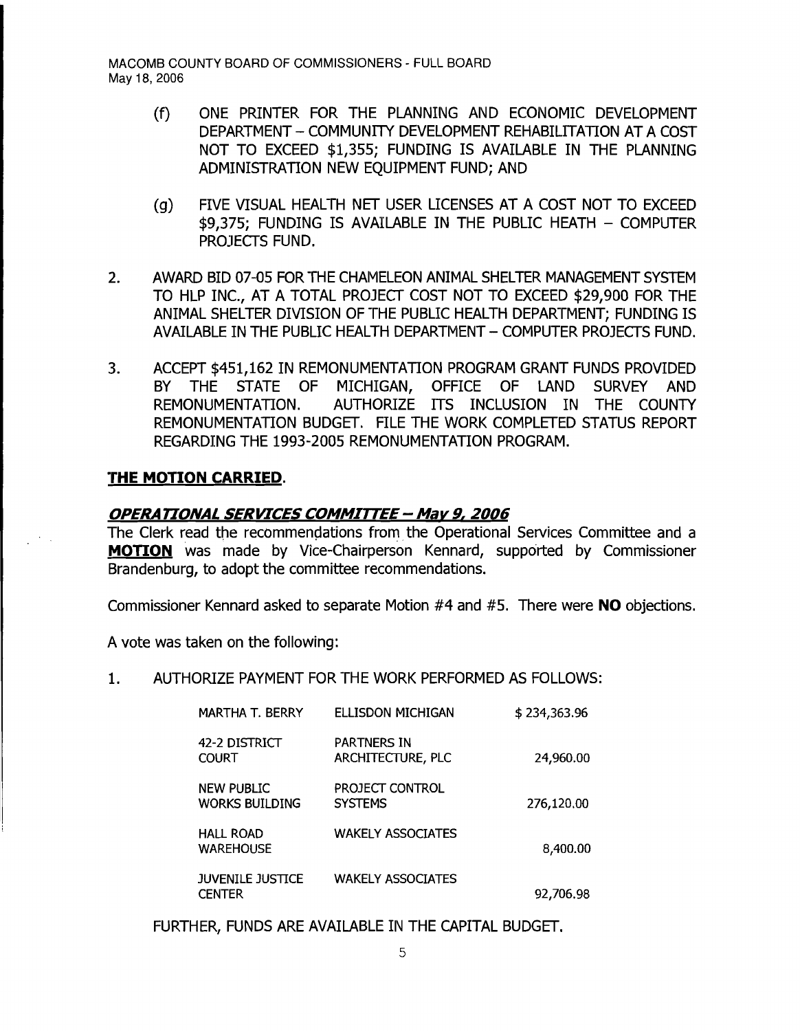(f) ONE PRINTER FOR THE PLANNING AND ECONOMIC DEVELOPMENT DEPARTMENT – COMMUNITY DEVELOPMENT REHABILITATION AT A COST NOT TO EXCEED $1,355; FUNDING IS AVAILABLE IN THE PLANNING ADMINISTRATION NEW EQUIPMENT FUND; AND

(g) FIVE VISUAL HEALTH NET USER LICENSES AT A COST NOT TO EXCEED $9,375; FUNDING IS AVAILABLE IN THE PUBLIC HEATH – COMPUTER PROJECTS FUND.

2. AWARD BID 07-05 FOR THE CHAMELEON ANIMAL SHELTER MANAGEMENT SYSTEM TO HLP INC., AT A TOTAL PROJECT COST NOT TO EXCEED $29,900 FOR THE ANIMAL SHELTER DIVISION OF THE PUBLIC HEALTH DEPARTMENT; FUNDING IS AVAILABLE IN THE PUBLIC HEALTH DEPARTMENT – COMPUTER PROJECTS FUND.

3. ACCEPT $451,162 IN REMONUMENTATION PROGRAM GRANT FUNDS PROVIDED BY THE STATE OF MICHIGAN, OFFICE OF LAND SURVEY AND REMONUMENTATION. AUTHORIZE ITS INCLUSION IN THE COUNTY REMONUMENTATION BUDGET. FILE THE WORK COMPLETED STATUS REPORT REGARDING THE 1993-2005 REMONUMENTATION PROGRAM.

**THE MOTION CARRIED.**

***OPERATIONAL SERVICES COMMITTEE – May 9, 2006***

The Clerk read the recommendations from the Operational Services Committee and a **MOTION** was made by Vice-Chairperson Kennard, supported by Commissioner Brandenburg, to adopt the committee recommendations.

Commissioner Kennard asked to separate Motion #4 and #5. There were **NO** objections.

A vote was taken on the following:

1. AUTHORIZE PAYMENT FOR THE WORK PERFORMED AS FOLLOWS:

| | | |
|---|---|---|
| MARTHA T. BERRY | ELLISDON MICHIGAN | $ 234,363.96 |
| 42-2 DISTRICT COURT | PARTNERS IN ARCHITECTURE, PLC | 24,960.00 |
| NEW PUBLIC WORKS BUILDING | PROJECT CONTROL SYSTEMS | 276,120.00 |
| HALL ROAD WAREHOUSE | WAKELY ASSOCIATES | 8,400.00 |
| JUVENILE JUSTICE CENTER | WAKELY ASSOCIATES | 92,706.98 |

FURTHER, FUNDS ARE AVAILABLE IN THE CAPITAL BUDGET.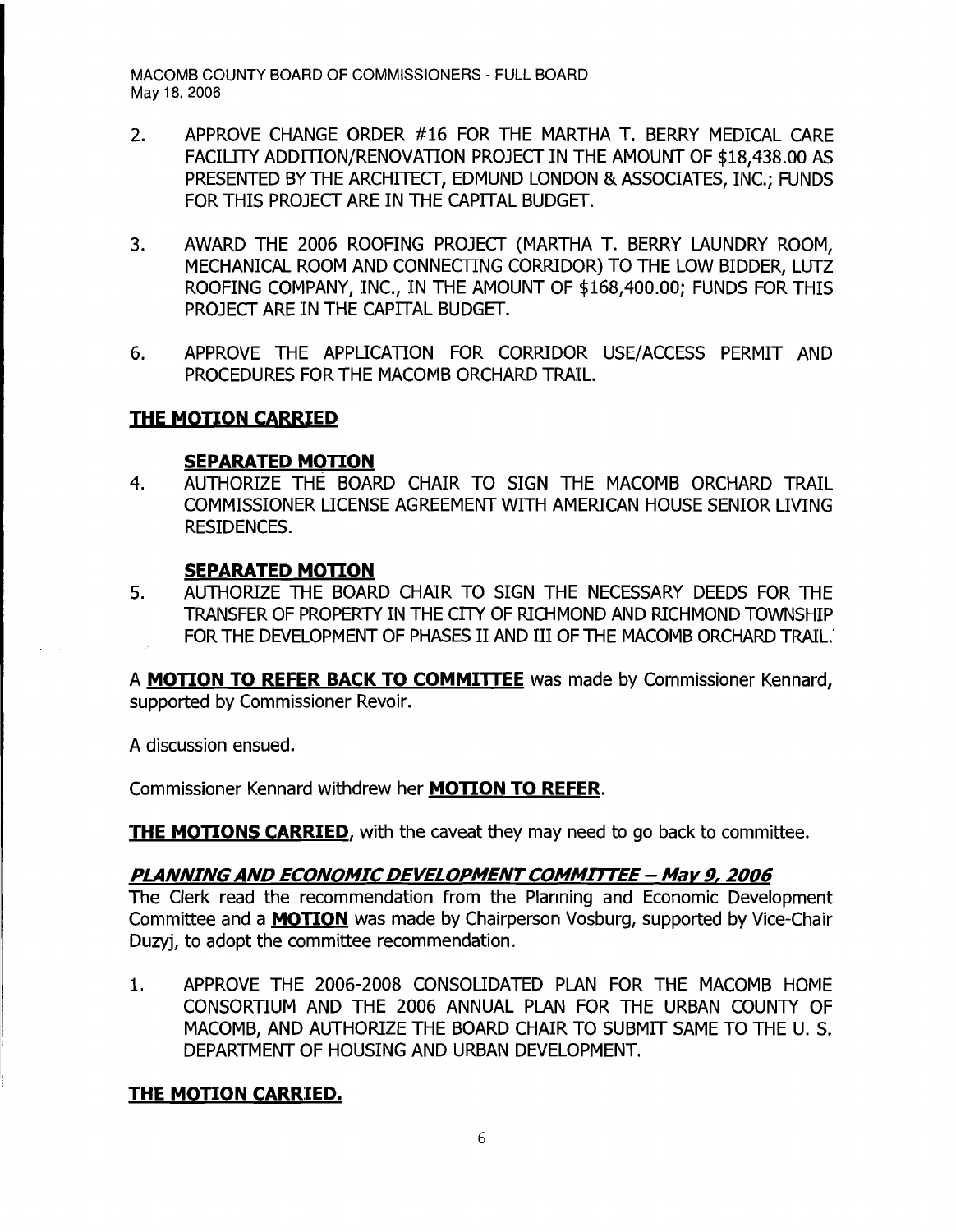2. APPROVE CHANGE ORDER #16 FOR THE MARTHA T. BERRY MEDICAL CARE FACILITY ADDITION/RENOVATION PROJECT IN THE AMOUNT OF $18,438.00 AS PRESENTED BY THE ARCHITECT, EDMUND LONDON & ASSOCIATES, INC.; FUNDS FOR THIS PROJECT ARE IN THE CAPITAL BUDGET.

3. AWARD THE 2006 ROOFING PROJECT (MARTHA T. BERRY LAUNDRY ROOM, MECHANICAL ROOM AND CONNECTING CORRIDOR) TO THE LOW BIDDER, LUTZ ROOFING COMPANY, INC., IN THE AMOUNT OF $168,400.00; FUNDS FOR THIS PROJECT ARE IN THE CAPITAL BUDGET.

6. APPROVE THE APPLICATION FOR CORRIDOR USE/ACCESS PERMIT AND PROCEDURES FOR THE MACOMB ORCHARD TRAIL.

**THE MOTION CARRIED**

**SEPARATED MOTION**

4. AUTHORIZE THE BOARD CHAIR TO SIGN THE MACOMB ORCHARD TRAIL COMMISSIONER LICENSE AGREEMENT WITH AMERICAN HOUSE SENIOR LIVING RESIDENCES.

**SEPARATED MOTION**

5. AUTHORIZE THE BOARD CHAIR TO SIGN THE NECESSARY DEEDS FOR THE TRANSFER OF PROPERTY IN THE CITY OF RICHMOND AND RICHMOND TOWNSHIP FOR THE DEVELOPMENT OF PHASES II AND III OF THE MACOMB ORCHARD TRAIL.

A **MOTION TO REFER BACK TO COMMITTEE** was made by Commissioner Kennard, supported by Commissioner Revoir.

A discussion ensued.

Commissioner Kennard withdrew her **MOTION TO REFER**.

**THE MOTIONS CARRIED**, with the caveat they may need to go back to committee.

***PLANNING AND ECONOMIC DEVELOPMENT COMMITTEE – May 9, 2006***

The Clerk read the recommendation from the Planning and Economic Development Committee and a **MOTION** was made by Chairperson Vosburg, supported by Vice-Chair Duzyj, to adopt the committee recommendation.

1. APPROVE THE 2006-2008 CONSOLIDATED PLAN FOR THE MACOMB HOME CONSORTIUM AND THE 2006 ANNUAL PLAN FOR THE URBAN COUNTY OF MACOMB, AND AUTHORIZE THE BOARD CHAIR TO SUBMIT SAME TO THE U. S. DEPARTMENT OF HOUSING AND URBAN DEVELOPMENT.

**THE MOTION CARRIED.**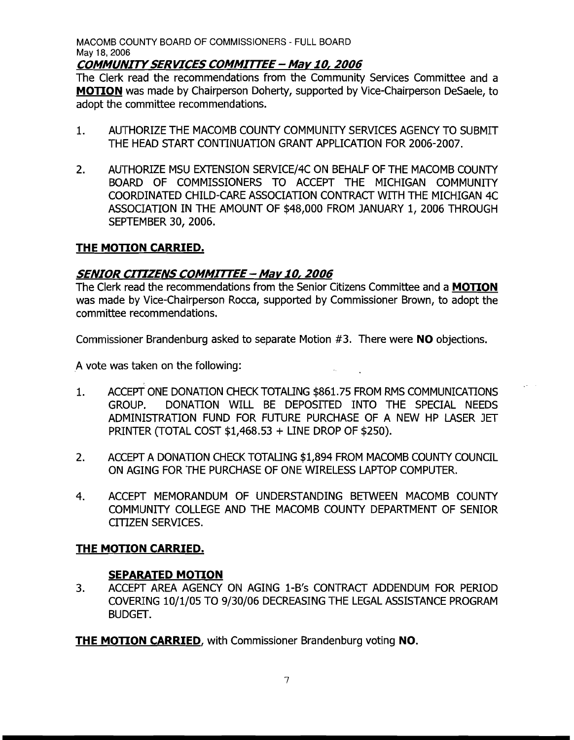## *COMMUNITY SERVICES COMMITTEE – May 10, 2006*

The Clerk read the recommendations from the Community Services Committee and a **MOTION** was made by Chairperson Doherty, supported by Vice-Chairperson DeSaele, to adopt the committee recommendations.

1. AUTHORIZE THE MACOMB COUNTY COMMUNITY SERVICES AGENCY TO SUBMIT THE HEAD START CONTINUATION GRANT APPLICATION FOR 2006-2007.

2. AUTHORIZE MSU EXTENSION SERVICE/4C ON BEHALF OF THE MACOMB COUNTY BOARD OF COMMISSIONERS TO ACCEPT THE MICHIGAN COMMUNITY COORDINATED CHILD-CARE ASSOCIATION CONTRACT WITH THE MICHIGAN 4C ASSOCIATION IN THE AMOUNT OF $48,000 FROM JANUARY 1, 2006 THROUGH SEPTEMBER 30, 2006.

**THE MOTION CARRIED.**

## *SENIOR CITIZENS COMMITTEE – May 10, 2006*

The Clerk read the recommendations from the Senior Citizens Committee and a **MOTION** was made by Vice-Chairperson Rocca, supported by Commissioner Brown, to adopt the committee recommendations.

Commissioner Brandenburg asked to separate Motion #3. There were **NO** objections.

A vote was taken on the following:

1. ACCEPT ONE DONATION CHECK TOTALING $861.75 FROM RMS COMMUNICATIONS GROUP. DONATION WILL BE DEPOSITED INTO THE SPECIAL NEEDS ADMINISTRATION FUND FOR FUTURE PURCHASE OF A NEW HP LASER JET PRINTER (TOTAL COST $1,468.53 + LINE DROP OF $250).

2. ACCEPT A DONATION CHECK TOTALING $1,894 FROM MACOMB COUNTY COUNCIL ON AGING FOR THE PURCHASE OF ONE WIRELESS LAPTOP COMPUTER.

4. ACCEPT MEMORANDUM OF UNDERSTANDING BETWEEN MACOMB COUNTY COMMUNITY COLLEGE AND THE MACOMB COUNTY DEPARTMENT OF SENIOR CITIZEN SERVICES.

**THE MOTION CARRIED.**

### SEPARATED MOTION

3. ACCEPT AREA AGENCY ON AGING 1-B's CONTRACT ADDENDUM FOR PERIOD COVERING 10/1/05 TO 9/30/06 DECREASING THE LEGAL ASSISTANCE PROGRAM BUDGET.

**THE MOTION CARRIED**, with Commissioner Brandenburg voting **NO.**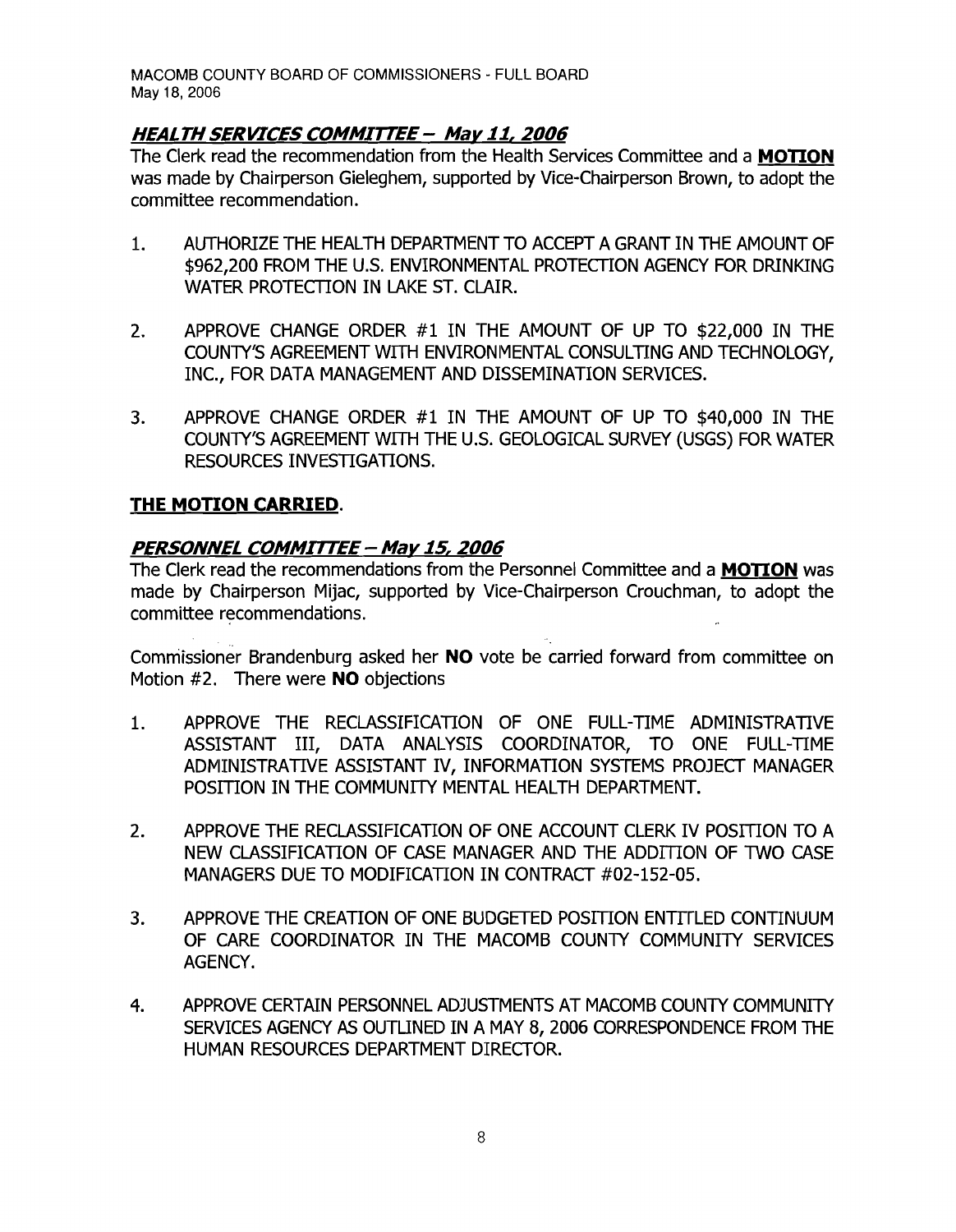### ***HEALTH SERVICES COMMITTEE – May 11, 2006***

The Clerk read the recommendation from the Health Services Committee and a **MOTION** was made by Chairperson Gieleghem, supported by Vice-Chairperson Brown, to adopt the committee recommendation.

1. AUTHORIZE THE HEALTH DEPARTMENT TO ACCEPT A GRANT IN THE AMOUNT OF $962,200 FROM THE U.S. ENVIRONMENTAL PROTECTION AGENCY FOR DRINKING WATER PROTECTION IN LAKE ST. CLAIR.

2. APPROVE CHANGE ORDER #1 IN THE AMOUNT OF UP TO $22,000 IN THE COUNTY'S AGREEMENT WITH ENVIRONMENTAL CONSULTING AND TECHNOLOGY, INC., FOR DATA MANAGEMENT AND DISSEMINATION SERVICES.

3. APPROVE CHANGE ORDER #1 IN THE AMOUNT OF UP TO $40,000 IN THE COUNTY'S AGREEMENT WITH THE U.S. GEOLOGICAL SURVEY (USGS) FOR WATER RESOURCES INVESTIGATIONS.

**THE MOTION CARRIED.**

### ***PERSONNEL COMMITTEE – May 15, 2006***

The Clerk read the recommendations from the Personnel Committee and a **MOTION** was made by Chairperson Mijac, supported by Vice-Chairperson Crouchman, to adopt the committee recommendations.

Commissioner Brandenburg asked her **NO** vote be carried forward from committee on Motion #2. There were **NO** objections

1. APPROVE THE RECLASSIFICATION OF ONE FULL-TIME ADMINISTRATIVE ASSISTANT III, DATA ANALYSIS COORDINATOR, TO ONE FULL-TIME ADMINISTRATIVE ASSISTANT IV, INFORMATION SYSTEMS PROJECT MANAGER POSITION IN THE COMMUNITY MENTAL HEALTH DEPARTMENT.

2. APPROVE THE RECLASSIFICATION OF ONE ACCOUNT CLERK IV POSITION TO A NEW CLASSIFICATION OF CASE MANAGER AND THE ADDITION OF TWO CASE MANAGERS DUE TO MODIFICATION IN CONTRACT #02-152-05.

3. APPROVE THE CREATION OF ONE BUDGETED POSITION ENTITLED CONTINUUM OF CARE COORDINATOR IN THE MACOMB COUNTY COMMUNITY SERVICES AGENCY.

4. APPROVE CERTAIN PERSONNEL ADJUSTMENTS AT MACOMB COUNTY COMMUNITY SERVICES AGENCY AS OUTLINED IN A MAY 8, 2006 CORRESPONDENCE FROM THE HUMAN RESOURCES DEPARTMENT DIRECTOR.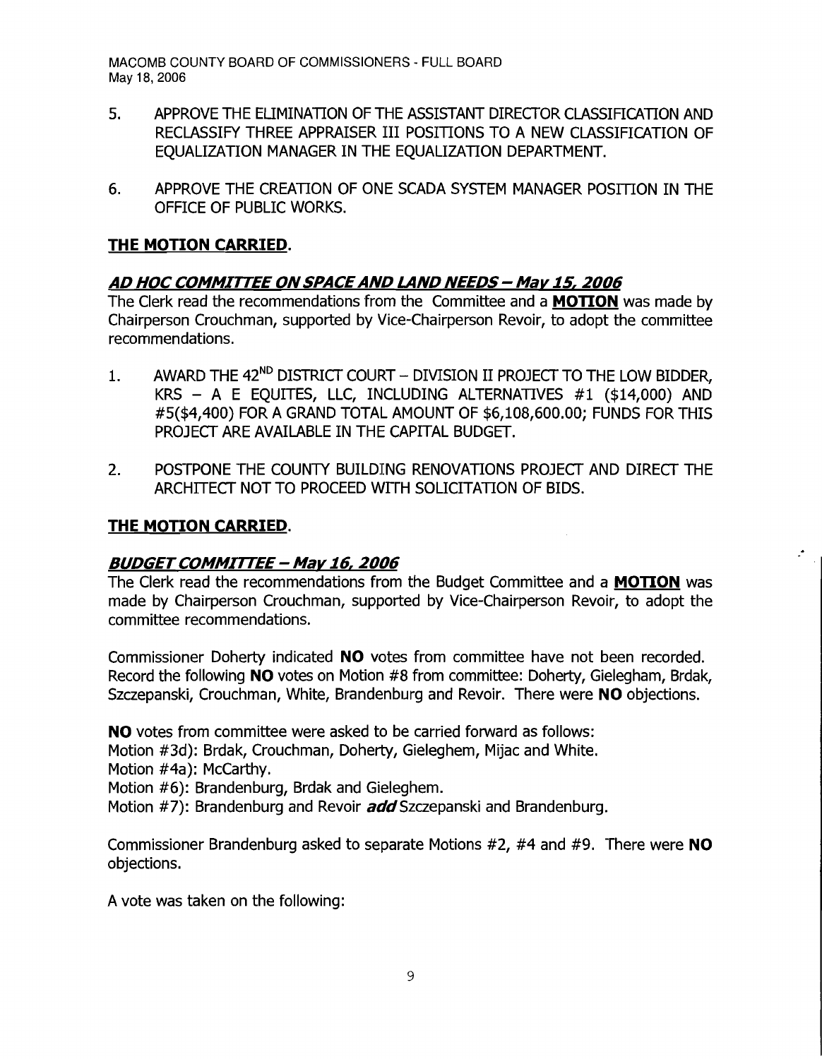5. APPROVE THE ELIMINATION OF THE ASSISTANT DIRECTOR CLASSIFICATION AND RECLASSIFY THREE APPRAISER III POSITIONS TO A NEW CLASSIFICATION OF EQUALIZATION MANAGER IN THE EQUALIZATION DEPARTMENT.

6. APPROVE THE CREATION OF ONE SCADA SYSTEM MANAGER POSITION IN THE OFFICE OF PUBLIC WORKS.

**THE MOTION CARRIED.**

***AD HOC COMMITTEE ON SPACE AND LAND NEEDS – May 15, 2006***

The Clerk read the recommendations from the Committee and a **MOTION** was made by Chairperson Crouchman, supported by Vice-Chairperson Revoir, to adopt the committee recommendations.

1. AWARD THE 42ND DISTRICT COURT – DIVISION II PROJECT TO THE LOW BIDDER, KRS – A E EQUITES, LLC, INCLUDING ALTERNATIVES #1 ($14,000) AND #5($4,400) FOR A GRAND TOTAL AMOUNT OF $6,108,600.00; FUNDS FOR THIS PROJECT ARE AVAILABLE IN THE CAPITAL BUDGET.

2. POSTPONE THE COUNTY BUILDING RENOVATIONS PROJECT AND DIRECT THE ARCHITECT NOT TO PROCEED WITH SOLICITATION OF BIDS.

**THE MOTION CARRIED.**

***BUDGET COMMITTEE – May 16, 2006***

The Clerk read the recommendations from the Budget Committee and a **MOTION** was made by Chairperson Crouchman, supported by Vice-Chairperson Revoir, to adopt the committee recommendations.

Commissioner Doherty indicated **NO** votes from committee have not been recorded. Record the following **NO** votes on Motion #8 from committee: Doherty, Gielegham, Brdak, Szczepanski, Crouchman, White, Brandenburg and Revoir. There were **NO** objections.

**NO** votes from committee were asked to be carried forward as follows:
Motion #3d): Brdak, Crouchman, Doherty, Gieleghem, Mijac and White.
Motion #4a): McCarthy.
Motion #6): Brandenburg, Brdak and Gieleghem.
Motion #7): Brandenburg and Revoir ***add*** Szczepanski and Brandenburg.

Commissioner Brandenburg asked to separate Motions #2, #4 and #9. There were **NO** objections.

A vote was taken on the following: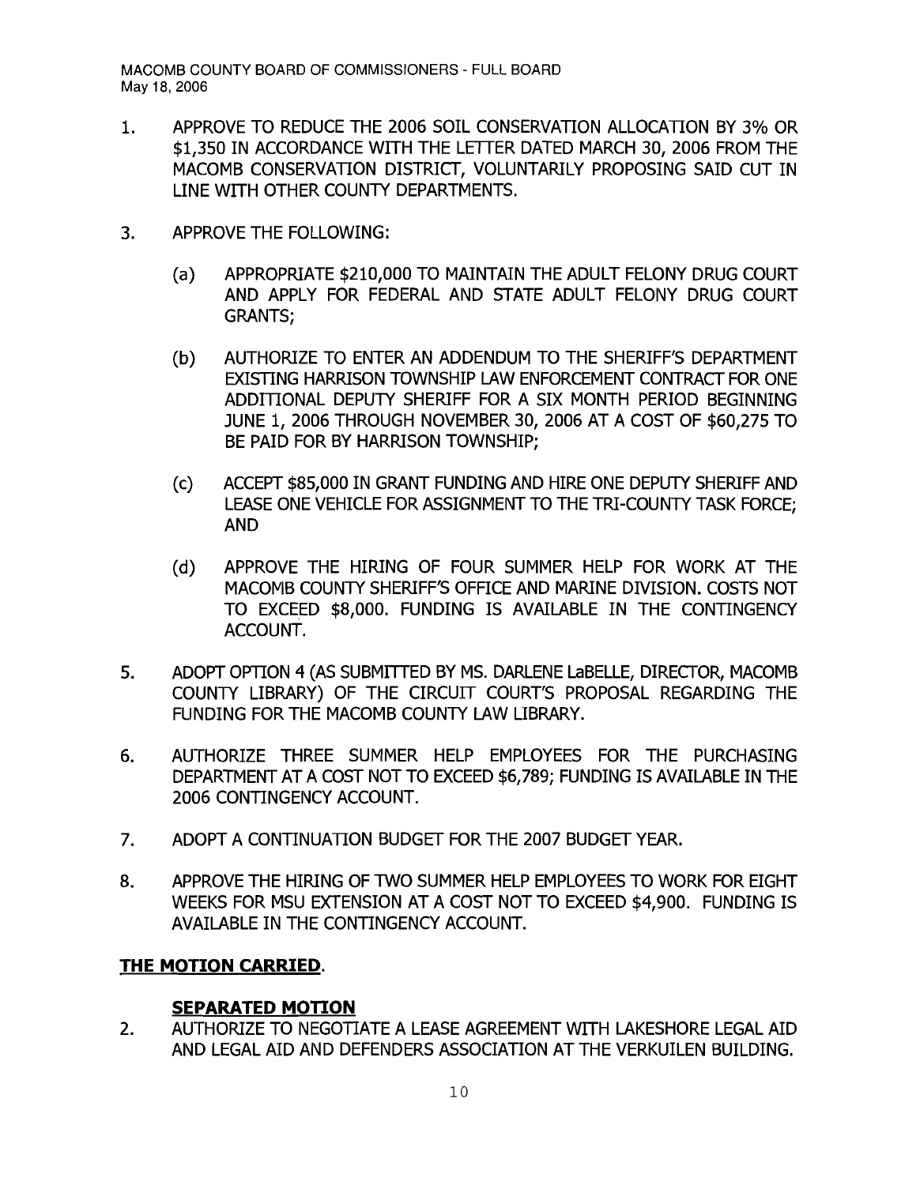1. APPROVE TO REDUCE THE 2006 SOIL CONSERVATION ALLOCATION BY 3% OR $1,350 IN ACCORDANCE WITH THE LETTER DATED MARCH 30, 2006 FROM THE MACOMB CONSERVATION DISTRICT, VOLUNTARILY PROPOSING SAID CUT IN LINE WITH OTHER COUNTY DEPARTMENTS.

3. APPROVE THE FOLLOWING:

   (a) APPROPRIATE $210,000 TO MAINTAIN THE ADULT FELONY DRUG COURT AND APPLY FOR FEDERAL AND STATE ADULT FELONY DRUG COURT GRANTS;

   (b) AUTHORIZE TO ENTER AN ADDENDUM TO THE SHERIFF'S DEPARTMENT EXISTING HARRISON TOWNSHIP LAW ENFORCEMENT CONTRACT FOR ONE ADDITIONAL DEPUTY SHERIFF FOR A SIX MONTH PERIOD BEGINNING JUNE 1, 2006 THROUGH NOVEMBER 30, 2006 AT A COST OF $60,275 TO BE PAID FOR BY HARRISON TOWNSHIP;

   (c) ACCEPT $85,000 IN GRANT FUNDING AND HIRE ONE DEPUTY SHERIFF AND LEASE ONE VEHICLE FOR ASSIGNMENT TO THE TRI-COUNTY TASK FORCE; AND

   (d) APPROVE THE HIRING OF FOUR SUMMER HELP FOR WORK AT THE MACOMB COUNTY SHERIFF'S OFFICE AND MARINE DIVISION. COSTS NOT TO EXCEED $8,000. FUNDING IS AVAILABLE IN THE CONTINGENCY ACCOUNT.

5. ADOPT OPTION 4 (AS SUBMITTED BY MS. DARLENE LaBELLE, DIRECTOR, MACOMB COUNTY LIBRARY) OF THE CIRCUIT COURT'S PROPOSAL REGARDING THE FUNDING FOR THE MACOMB COUNTY LAW LIBRARY.

6. AUTHORIZE THREE SUMMER HELP EMPLOYEES FOR THE PURCHASING DEPARTMENT AT A COST NOT TO EXCEED $6,789; FUNDING IS AVAILABLE IN THE 2006 CONTINGENCY ACCOUNT.

7. ADOPT A CONTINUATION BUDGET FOR THE 2007 BUDGET YEAR.

8. APPROVE THE HIRING OF TWO SUMMER HELP EMPLOYEES TO WORK FOR EIGHT WEEKS FOR MSU EXTENSION AT A COST NOT TO EXCEED $4,900. FUNDING IS AVAILABLE IN THE CONTINGENCY ACCOUNT.

**THE MOTION CARRIED**.

**SEPARATED MOTION**

2. AUTHORIZE TO NEGOTIATE A LEASE AGREEMENT WITH LAKESHORE LEGAL AID AND LEGAL AID AND DEFENDERS ASSOCIATION AT THE VERKUILEN BUILDING.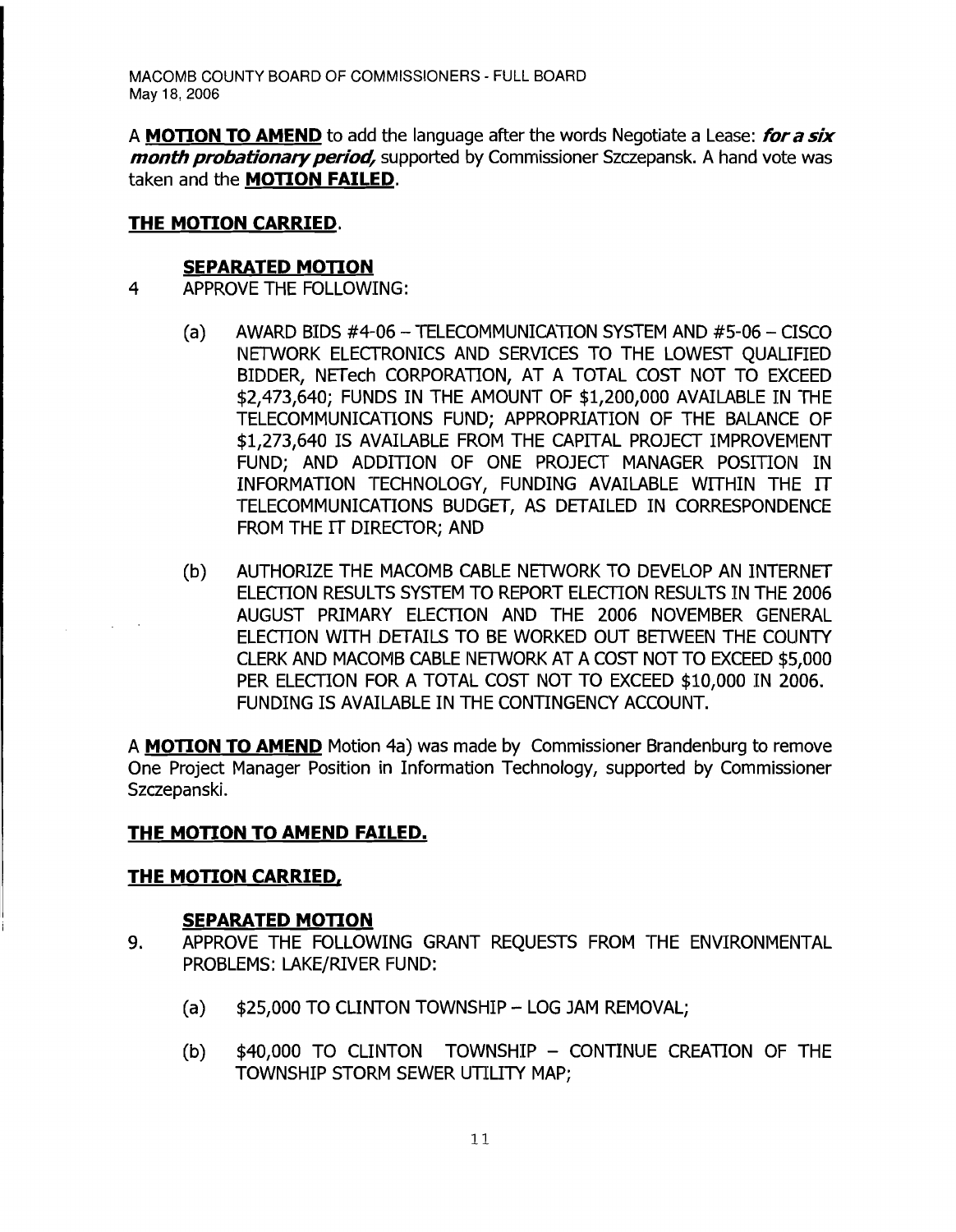A **MOTION TO AMEND** to add the language after the words Negotiate a Lease: ***for a six month probationary period,*** supported by Commissioner Szczepansk. A hand vote was taken and the **MOTION FAILED**.

**THE MOTION CARRIED**.

**SEPARATED MOTION**

4 APPROVE THE FOLLOWING:

(a) AWARD BIDS #4-06 – TELECOMMUNICATION SYSTEM AND #5-06 – CISCO NETWORK ELECTRONICS AND SERVICES TO THE LOWEST QUALIFIED BIDDER, NETech CORPORATION, AT A TOTAL COST NOT TO EXCEED $2,473,640; FUNDS IN THE AMOUNT OF $1,200,000 AVAILABLE IN THE TELECOMMUNICATIONS FUND; APPROPRIATION OF THE BALANCE OF $1,273,640 IS AVAILABLE FROM THE CAPITAL PROJECT IMPROVEMENT FUND; AND ADDITION OF ONE PROJECT MANAGER POSITION IN INFORMATION TECHNOLOGY, FUNDING AVAILABLE WITHIN THE IT TELECOMMUNICATIONS BUDGET, AS DETAILED IN CORRESPONDENCE FROM THE IT DIRECTOR; AND

(b) AUTHORIZE THE MACOMB CABLE NETWORK TO DEVELOP AN INTERNET ELECTION RESULTS SYSTEM TO REPORT ELECTION RESULTS IN THE 2006 AUGUST PRIMARY ELECTION AND THE 2006 NOVEMBER GENERAL ELECTION WITH DETAILS TO BE WORKED OUT BETWEEN THE COUNTY CLERK AND MACOMB CABLE NETWORK AT A COST NOT TO EXCEED $5,000 PER ELECTION FOR A TOTAL COST NOT TO EXCEED $10,000 IN 2006. FUNDING IS AVAILABLE IN THE CONTINGENCY ACCOUNT.

A **MOTION TO AMEND** Motion 4a) was made by Commissioner Brandenburg to remove One Project Manager Position in Information Technology, supported by Commissioner Szczepanski.

**THE MOTION TO AMEND FAILED.**

**THE MOTION CARRIED.**

**SEPARATED MOTION**

9. APPROVE THE FOLLOWING GRANT REQUESTS FROM THE ENVIRONMENTAL PROBLEMS: LAKE/RIVER FUND:

(a) $25,000 TO CLINTON TOWNSHIP – LOG JAM REMOVAL;

(b) $40,000 TO CLINTON TOWNSHIP – CONTINUE CREATION OF THE TOWNSHIP STORM SEWER UTILITY MAP;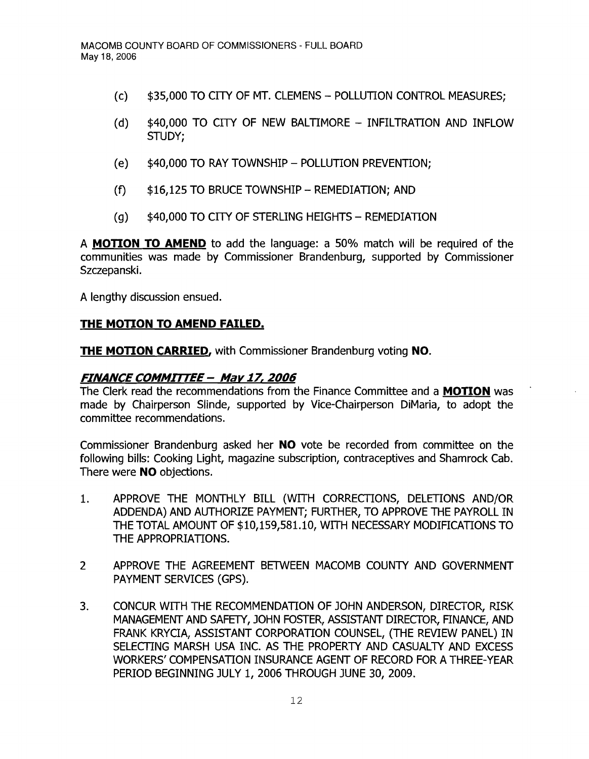(c) $35,000 TO CITY OF MT. CLEMENS – POLLUTION CONTROL MEASURES;

(d) $40,000 TO CITY OF NEW BALTIMORE – INFILTRATION AND INFLOW STUDY;

(e) $40,000 TO RAY TOWNSHIP – POLLUTION PREVENTION;

(f) $16,125 TO BRUCE TOWNSHIP – REMEDIATION; AND

(g) $40,000 TO CITY OF STERLING HEIGHTS – REMEDIATION

A **MOTION TO AMEND** to add the language: a 50% match will be required of the communities was made by Commissioner Brandenburg, supported by Commissioner Szczepanski.

A lengthy discussion ensued.

**THE MOTION TO AMEND FAILED.**

**THE MOTION CARRIED**, with Commissioner Brandenburg voting **NO**.

## *FINANCE COMMITTEE – May 17, 2006*

The Clerk read the recommendations from the Finance Committee and a **MOTION** was made by Chairperson Slinde, supported by Vice-Chairperson DiMaria, to adopt the committee recommendations.

Commissioner Brandenburg asked her **NO** vote be recorded from committee on the following bills: Cooking Light, magazine subscription, contraceptives and Shamrock Cab. There were **NO** objections.

1. APPROVE THE MONTHLY BILL (WITH CORRECTIONS, DELETIONS AND/OR ADDENDA) AND AUTHORIZE PAYMENT; FURTHER, TO APPROVE THE PAYROLL IN THE TOTAL AMOUNT OF $10,159,581.10, WITH NECESSARY MODIFICATIONS TO THE APPROPRIATIONS.

2 APPROVE THE AGREEMENT BETWEEN MACOMB COUNTY AND GOVERNMENT PAYMENT SERVICES (GPS).

3. CONCUR WITH THE RECOMMENDATION OF JOHN ANDERSON, DIRECTOR, RISK MANAGEMENT AND SAFETY, JOHN FOSTER, ASSISTANT DIRECTOR, FINANCE, AND FRANK KRYCIA, ASSISTANT CORPORATION COUNSEL, (THE REVIEW PANEL) IN SELECTING MARSH USA INC. AS THE PROPERTY AND CASUALTY AND EXCESS WORKERS' COMPENSATION INSURANCE AGENT OF RECORD FOR A THREE-YEAR PERIOD BEGINNING JULY 1, 2006 THROUGH JUNE 30, 2009.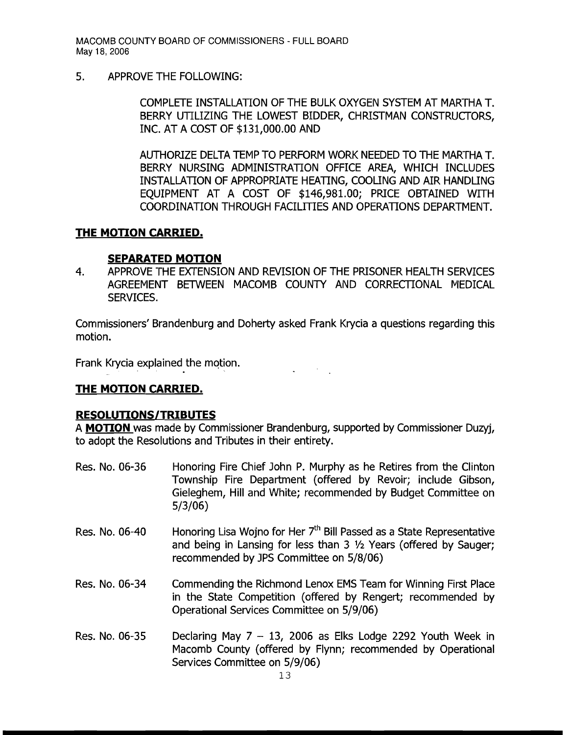5. APPROVE THE FOLLOWING:

COMPLETE INSTALLATION OF THE BULK OXYGEN SYSTEM AT MARTHA T. BERRY UTILIZING THE LOWEST BIDDER, CHRISTMAN CONSTRUCTORS, INC. AT A COST OF $131,000.00 AND

AUTHORIZE DELTA TEMP TO PERFORM WORK NEEDED TO THE MARTHA T. BERRY NURSING ADMINISTRATION OFFICE AREA, WHICH INCLUDES INSTALLATION OF APPROPRIATE HEATING, COOLING AND AIR HANDLING EQUIPMENT AT A COST OF $146,981.00; PRICE OBTAINED WITH COORDINATION THROUGH FACILITIES AND OPERATIONS DEPARTMENT.

**THE MOTION CARRIED.**

**SEPARATED MOTION**

4. APPROVE THE EXTENSION AND REVISION OF THE PRISONER HEALTH SERVICES AGREEMENT BETWEEN MACOMB COUNTY AND CORRECTIONAL MEDICAL SERVICES.

Commissioners' Brandenburg and Doherty asked Frank Krycia a questions regarding this motion.

Frank Krycia explained the motion.

**THE MOTION CARRIED.**

**RESOLUTIONS/TRIBUTES**

A **MOTION** was made by Commissioner Brandenburg, supported by Commissioner Duzyj, to adopt the Resolutions and Tributes in their entirety.

Res. No. 06-36 Honoring Fire Chief John P. Murphy as he Retires from the Clinton Township Fire Department (offered by Revoir; include Gibson, Gieleghem, Hill and White; recommended by Budget Committee on 5/3/06)

Res. No. 06-40 Honoring Lisa Wojno for Her 7th Bill Passed as a State Representative and being in Lansing for less than 3 ½ Years (offered by Sauger; recommended by JPS Committee on 5/8/06)

Res. No. 06-34 Commending the Richmond Lenox EMS Team for Winning First Place in the State Competition (offered by Rengert; recommended by Operational Services Committee on 5/9/06)

Res. No. 06-35 Declaring May 7 – 13, 2006 as Elks Lodge 2292 Youth Week in Macomb County (offered by Flynn; recommended by Operational Services Committee on 5/9/06)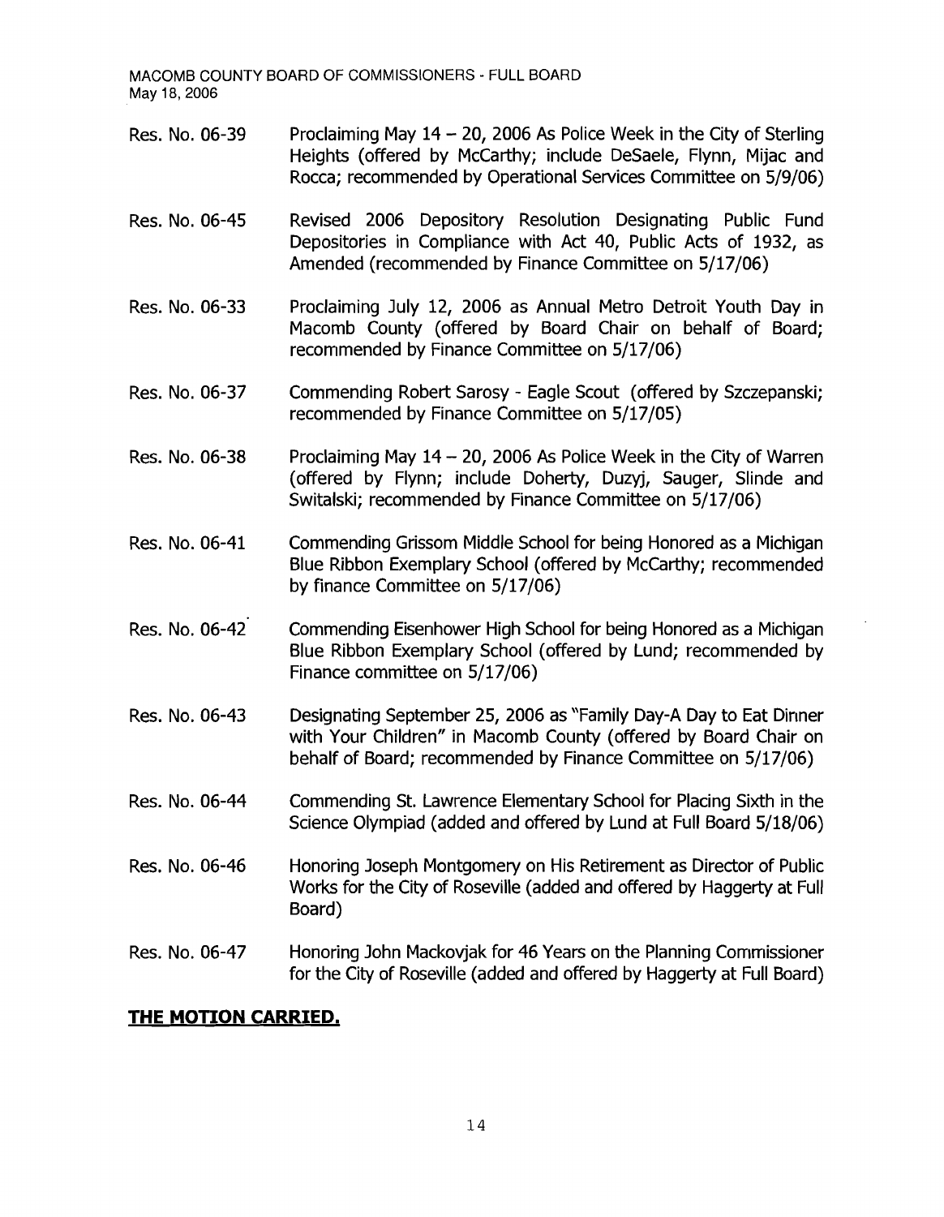Res. No. 06-39 Proclaiming May 14 – 20, 2006 As Police Week in the City of Sterling Heights (offered by McCarthy; include DeSaele, Flynn, Mijac and Rocca; recommended by Operational Services Committee on 5/9/06)

Res. No. 06-45 Revised 2006 Depository Resolution Designating Public Fund Depositories in Compliance with Act 40, Public Acts of 1932, as Amended (recommended by Finance Committee on 5/17/06)

Res. No. 06-33 Proclaiming July 12, 2006 as Annual Metro Detroit Youth Day in Macomb County (offered by Board Chair on behalf of Board; recommended by Finance Committee on 5/17/06)

Res. No. 06-37 Commending Robert Sarosy - Eagle Scout (offered by Szczepanski; recommended by Finance Committee on 5/17/05)

Res. No. 06-38 Proclaiming May 14 – 20, 2006 As Police Week in the City of Warren (offered by Flynn; include Doherty, Duzyj, Sauger, Slinde and Switalski; recommended by Finance Committee on 5/17/06)

Res. No. 06-41 Commending Grissom Middle School for being Honored as a Michigan Blue Ribbon Exemplary School (offered by McCarthy; recommended by finance Committee on 5/17/06)

Res. No. 06-42 Commending Eisenhower High School for being Honored as a Michigan Blue Ribbon Exemplary School (offered by Lund; recommended by Finance committee on 5/17/06)

Res. No. 06-43 Designating September 25, 2006 as "Family Day-A Day to Eat Dinner with Your Children" in Macomb County (offered by Board Chair on behalf of Board; recommended by Finance Committee on 5/17/06)

Res. No. 06-44 Commending St. Lawrence Elementary School for Placing Sixth in the Science Olympiad (added and offered by Lund at Full Board 5/18/06)

Res. No. 06-46 Honoring Joseph Montgomery on His Retirement as Director of Public Works for the City of Roseville (added and offered by Haggerty at Full Board)

Res. No. 06-47 Honoring John Mackovjak for 46 Years on the Planning Commissioner for the City of Roseville (added and offered by Haggerty at Full Board)

**THE MOTION CARRIED.**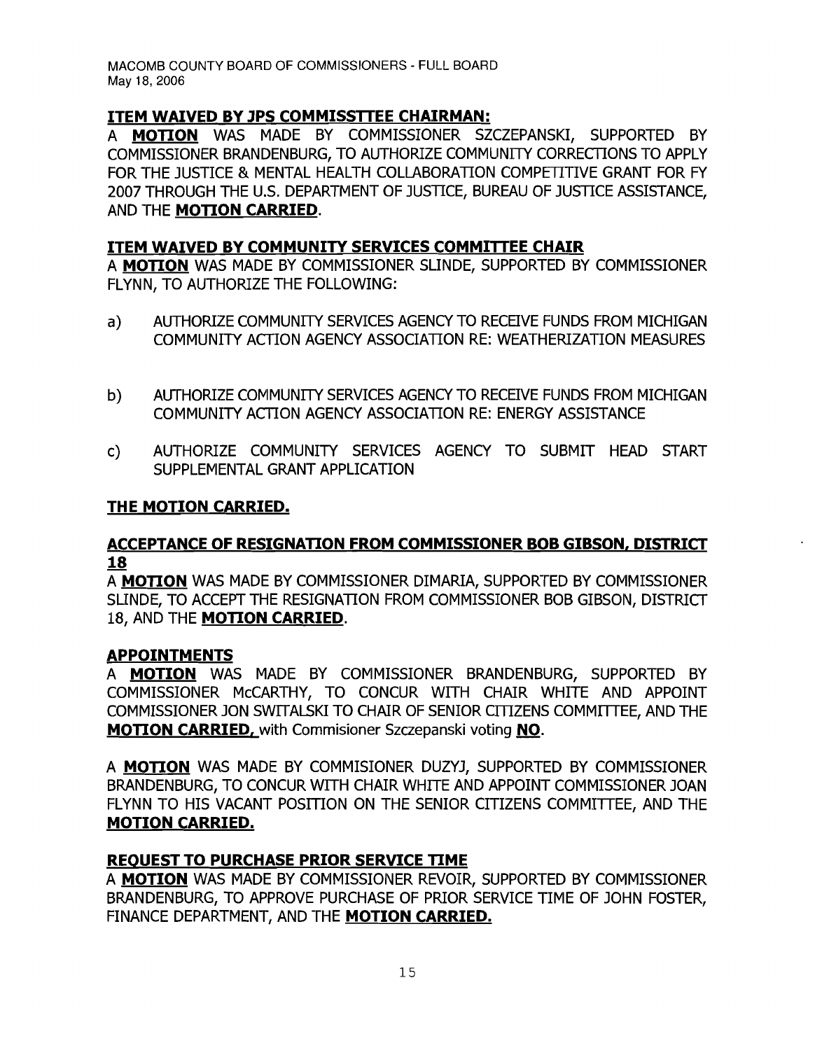**ITEM WAIVED BY JPS COMMISSTTEE CHAIRMAN:**

A **MOTION** WAS MADE BY COMMISSIONER SZCZEPANSKI, SUPPORTED BY COMMISSIONER BRANDENBURG, TO AUTHORIZE COMMUNITY CORRECTIONS TO APPLY FOR THE JUSTICE & MENTAL HEALTH COLLABORATION COMPETITIVE GRANT FOR FY 2007 THROUGH THE U.S. DEPARTMENT OF JUSTICE, BUREAU OF JUSTICE ASSISTANCE, AND THE **MOTION CARRIED**.

**ITEM WAIVED BY COMMUNITY SERVICES COMMITTEE CHAIR**

A **MOTION** WAS MADE BY COMMISSIONER SLINDE, SUPPORTED BY COMMISSIONER FLYNN, TO AUTHORIZE THE FOLLOWING:

a) AUTHORIZE COMMUNITY SERVICES AGENCY TO RECEIVE FUNDS FROM MICHIGAN COMMUNITY ACTION AGENCY ASSOCIATION RE: WEATHERIZATION MEASURES

b) AUTHORIZE COMMUNITY SERVICES AGENCY TO RECEIVE FUNDS FROM MICHIGAN COMMUNITY ACTION AGENCY ASSOCIATION RE: ENERGY ASSISTANCE

c) AUTHORIZE COMMUNITY SERVICES AGENCY TO SUBMIT HEAD START SUPPLEMENTAL GRANT APPLICATION

**THE MOTION CARRIED.**

**ACCEPTANCE OF RESIGNATION FROM COMMISSIONER BOB GIBSON, DISTRICT 18**

A **MOTION** WAS MADE BY COMMISSIONER DIMARIA, SUPPORTED BY COMMISSIONER SLINDE, TO ACCEPT THE RESIGNATION FROM COMMISSIONER BOB GIBSON, DISTRICT 18, AND THE **MOTION CARRIED**.

**APPOINTMENTS**

A **MOTION** WAS MADE BY COMMISSIONER BRANDENBURG, SUPPORTED BY COMMISSIONER McCARTHY, TO CONCUR WITH CHAIR WHITE AND APPOINT COMMISSIONER JON SWITALSKI TO CHAIR OF SENIOR CITIZENS COMMITTEE, AND THE **MOTION CARRIED,** with Commisioner Szczepanski voting **NO**.

A **MOTION** WAS MADE BY COMMISIONER DUZYJ, SUPPORTED BY COMMISSIONER BRANDENBURG, TO CONCUR WITH CHAIR WHITE AND APPOINT COMMISSIONER JOAN FLYNN TO HIS VACANT POSITION ON THE SENIOR CITIZENS COMMITTEE, AND THE **MOTION CARRIED.**

**REQUEST TO PURCHASE PRIOR SERVICE TIME**

A **MOTION** WAS MADE BY COMMISSIONER REVOIR, SUPPORTED BY COMMISSIONER BRANDENBURG, TO APPROVE PURCHASE OF PRIOR SERVICE TIME OF JOHN FOSTER, FINANCE DEPARTMENT, AND THE **MOTION CARRIED.**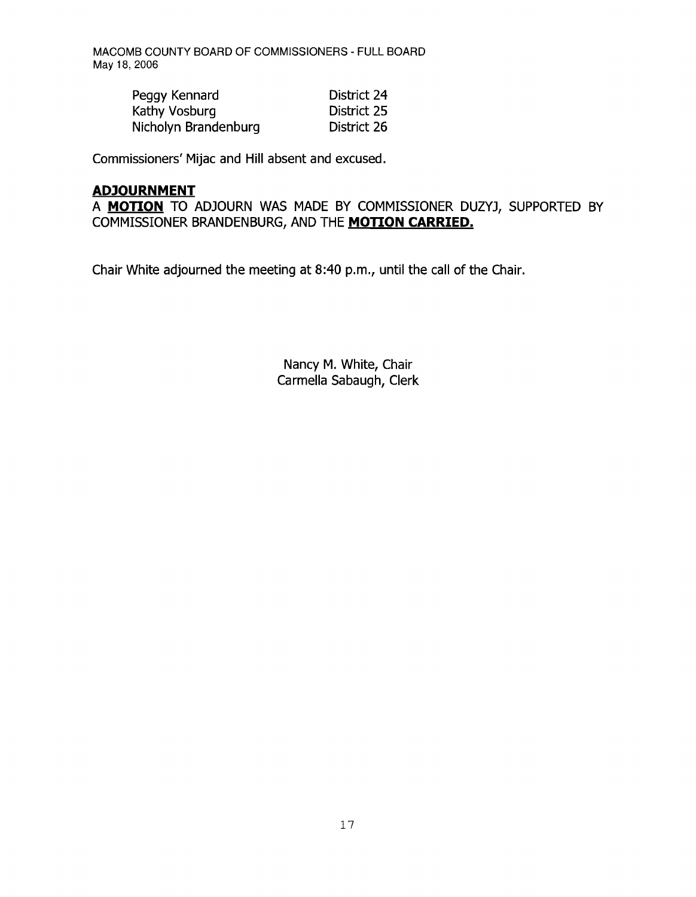| | |
|---|---|
| Peggy Kennard | District 24 |
| Kathy Vosburg | District 25 |
| Nicholyn Brandenburg | District 26 |

Commissioners' Mijac and Hill absent and excused.

## ADJOURNMENT

A **MOTION** TO ADJOURN WAS MADE BY COMMISSIONER DUZYJ, SUPPORTED BY COMMISSIONER BRANDENBURG, AND THE **MOTION CARRIED.**

Chair White adjourned the meeting at 8:40 p.m., until the call of the Chair.

Nancy M. White, Chair
Carmella Sabaugh, Clerk